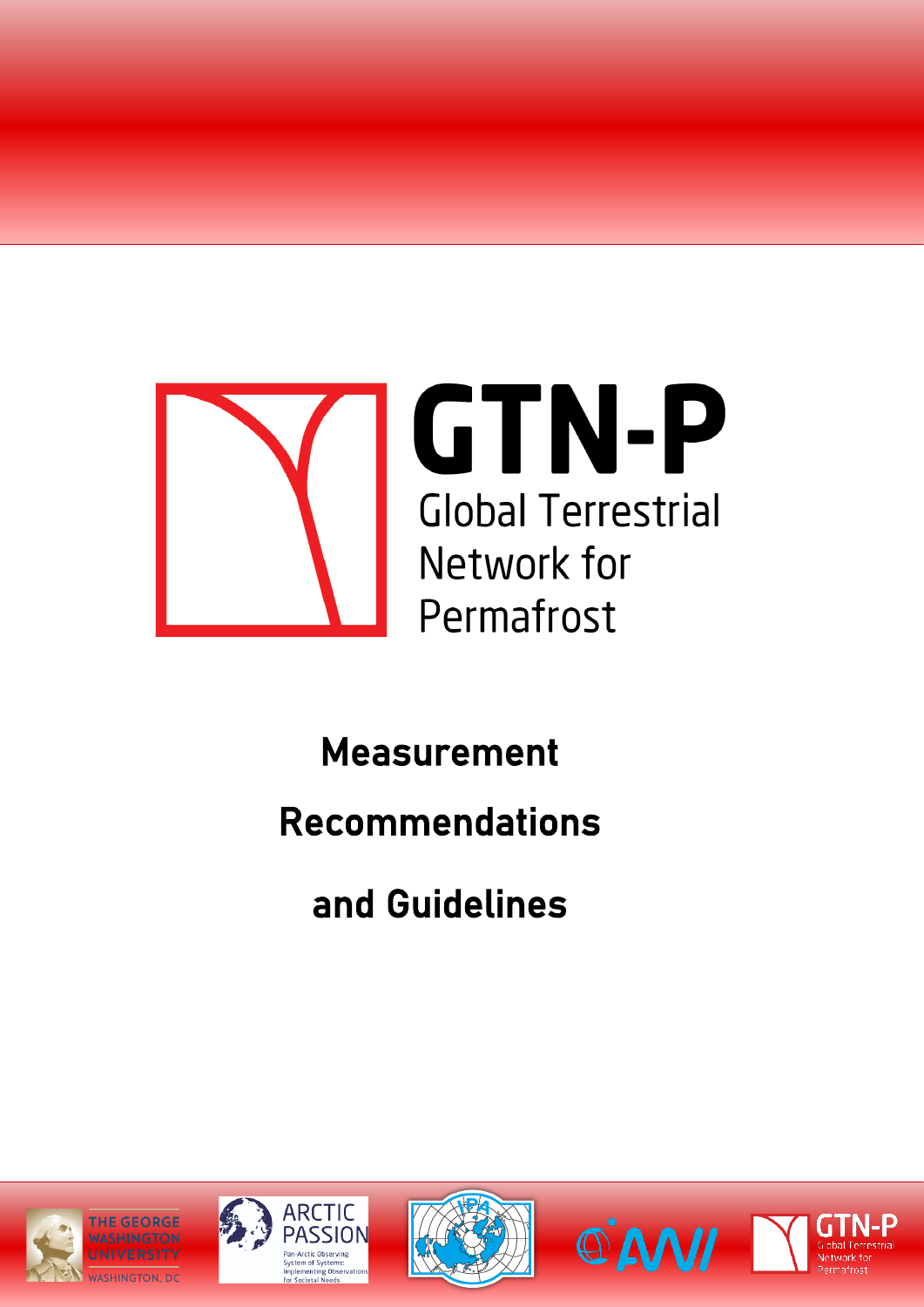# GTN-P

Global Terrestrial Network for Permafrost

## Measurement Recommendations and Guidelines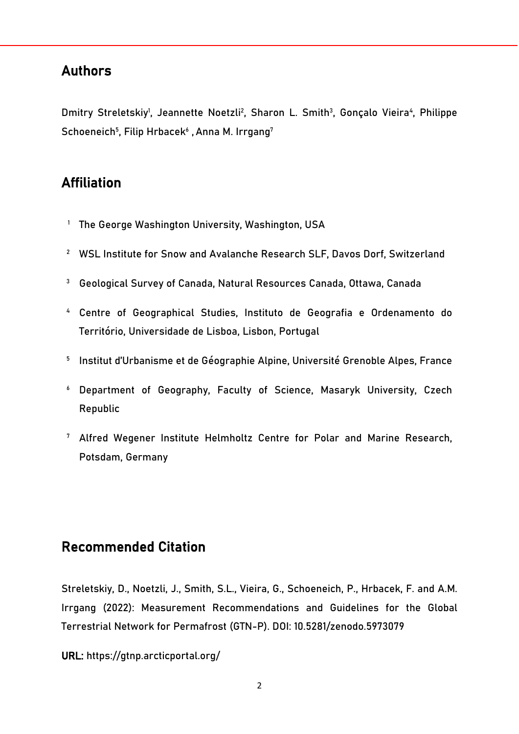## Authors

Dmitry Streletskiy[1], Jeannette Noetzli[2], Sharon L. Smith[3], Gonçalo Vieira[4], Philippe Schoeneich[5], Filip Hrbacek[6], Anna M. Irrgang[7]

## Affiliation

[1] The George Washington University, Washington, USA

[2] WSL Institute for Snow and Avalanche Research SLF, Davos Dorf, Switzerland

[3] Geological Survey of Canada, Natural Resources Canada, Ottawa, Canada

[4] Centre of Geographical Studies, Instituto de Geografia e Ordenamento do Território, Universidade de Lisboa, Lisbon, Portugal

[5] Institut d'Urbanisme et de Géographie Alpine, Université Grenoble Alpes, France

[6] Department of Geography, Faculty of Science, Masaryk University, Czech Republic

[7] Alfred Wegener Institute Helmholtz Centre for Polar and Marine Research, Potsdam, Germany

## Recommended Citation

Streletskiy, D., Noetzli, J., Smith, S.L., Vieira, G., Schoeneich, P., Hrbacek, F. and A.M. Irrgang (2022): Measurement Recommendations and Guidelines for the Global Terrestrial Network for Permafrost (GTN-P). DOI: 10.5281/zenodo.5973079

**URL:** https://gtnp.arcticportal.org/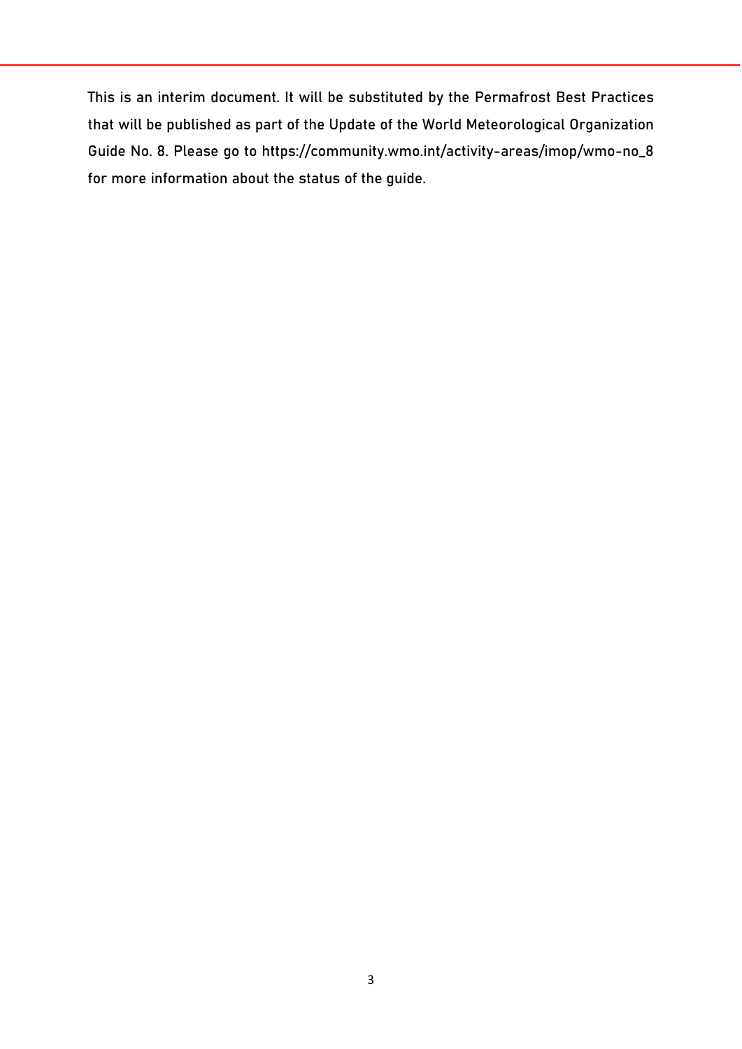This is an interim document. It will be substituted by the Permafrost Best Practices that will be published as part of the Update of the World Meteorological Organization Guide No. 8. Please go to https://community.wmo.int/activity-areas/imop/wmo-no_8 for more information about the status of the guide.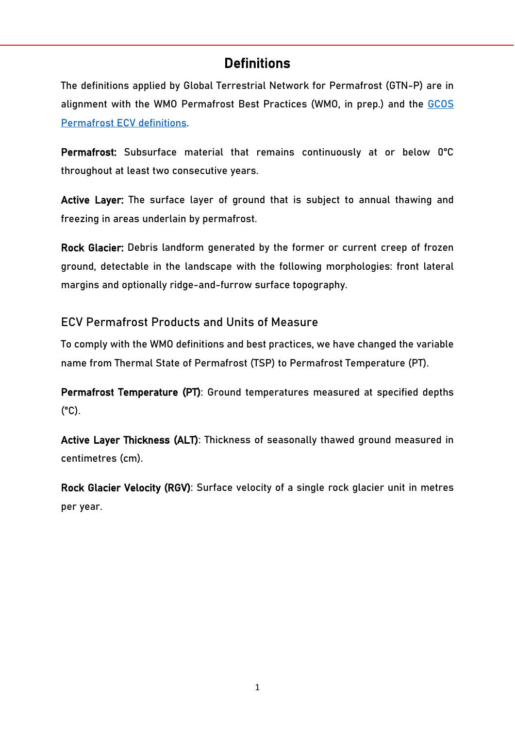# Definitions

The definitions applied by Global Terrestrial Network for Permafrost (GTN-P) are in alignment with the WMO Permafrost Best Practices (WMO, in prep.) and the [GCOS Permafrost ECV definitions](#).

**Permafrost:** Subsurface material that remains continuously at or below 0°C throughout at least two consecutive years.

**Active Layer:** The surface layer of ground that is subject to annual thawing and freezing in areas underlain by permafrost.

**Rock Glacier:** Debris landform generated by the former or current creep of frozen ground, detectable in the landscape with the following morphologies: front lateral margins and optionally ridge-and-furrow surface topography.

## ECV Permafrost Products and Units of Measure

To comply with the WMO definitions and best practices, we have changed the variable name from Thermal State of Permafrost (TSP) to Permafrost Temperature (PT).

**Permafrost Temperature (PT)**: Ground temperatures measured at specified depths (°C).

**Active Layer Thickness (ALT)**: Thickness of seasonally thawed ground measured in centimetres (cm).

**Rock Glacier Velocity (RGV)**: Surface velocity of a single rock glacier unit in metres per year.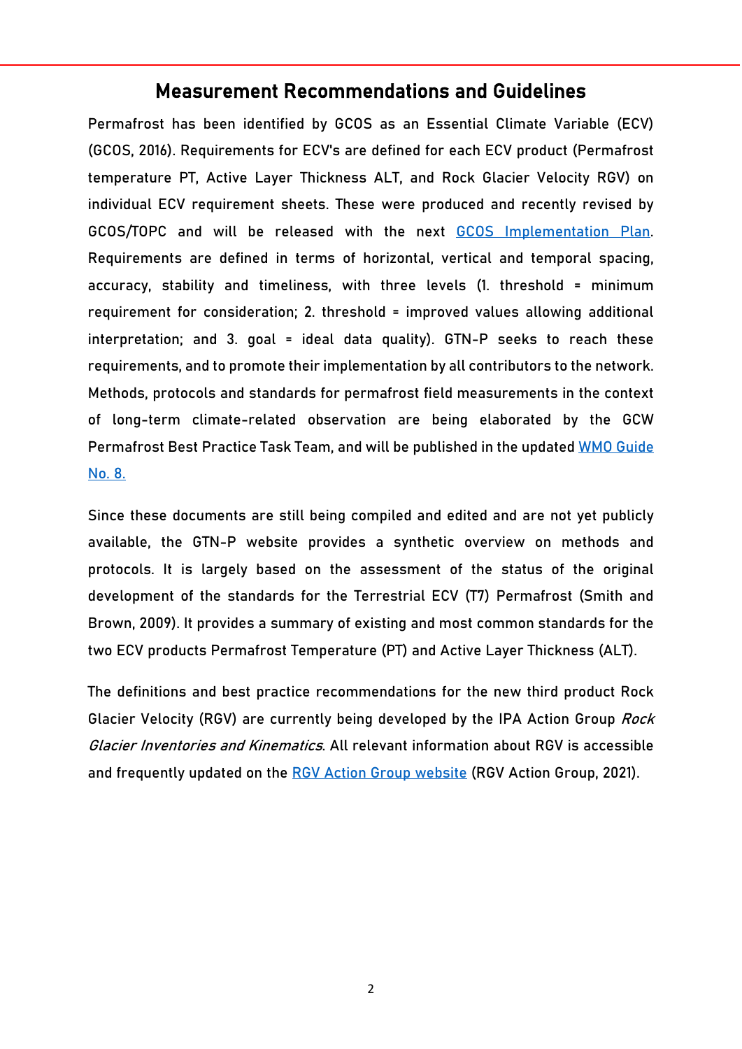## Measurement Recommendations and Guidelines

Permafrost has been identified by GCOS as an Essential Climate Variable (ECV) (GCOS, 2016). Requirements for ECV's are defined for each ECV product (Permafrost temperature PT, Active Layer Thickness ALT, and Rock Glacier Velocity RGV) on individual ECV requirement sheets. These were produced and recently revised by GCOS/TOPC and will be released with the next [GCOS Implementation Plan](). Requirements are defined in terms of horizontal, vertical and temporal spacing, accuracy, stability and timeliness, with three levels (1. threshold = minimum requirement for consideration; 2. threshold = improved values allowing additional interpretation; and 3. goal = ideal data quality). GTN-P seeks to reach these requirements, and to promote their implementation by all contributors to the network. Methods, protocols and standards for permafrost field measurements in the context of long-term climate-related observation are being elaborated by the GCW Permafrost Best Practice Task Team, and will be published in the updated [WMO Guide No. 8.]()

Since these documents are still being compiled and edited and are not yet publicly available, the GTN-P website provides a synthetic overview on methods and protocols. It is largely based on the assessment of the status of the original development of the standards for the Terrestrial ECV (T7) Permafrost (Smith and Brown, 2009). It provides a summary of existing and most common standards for the two ECV products Permafrost Temperature (PT) and Active Layer Thickness (ALT).

The definitions and best practice recommendations for the new third product Rock Glacier Velocity (RGV) are currently being developed by the IPA Action Group *Rock Glacier Inventories and Kinematics*. All relevant information about RGV is accessible and frequently updated on the [RGV Action Group website]() (RGV Action Group, 2021).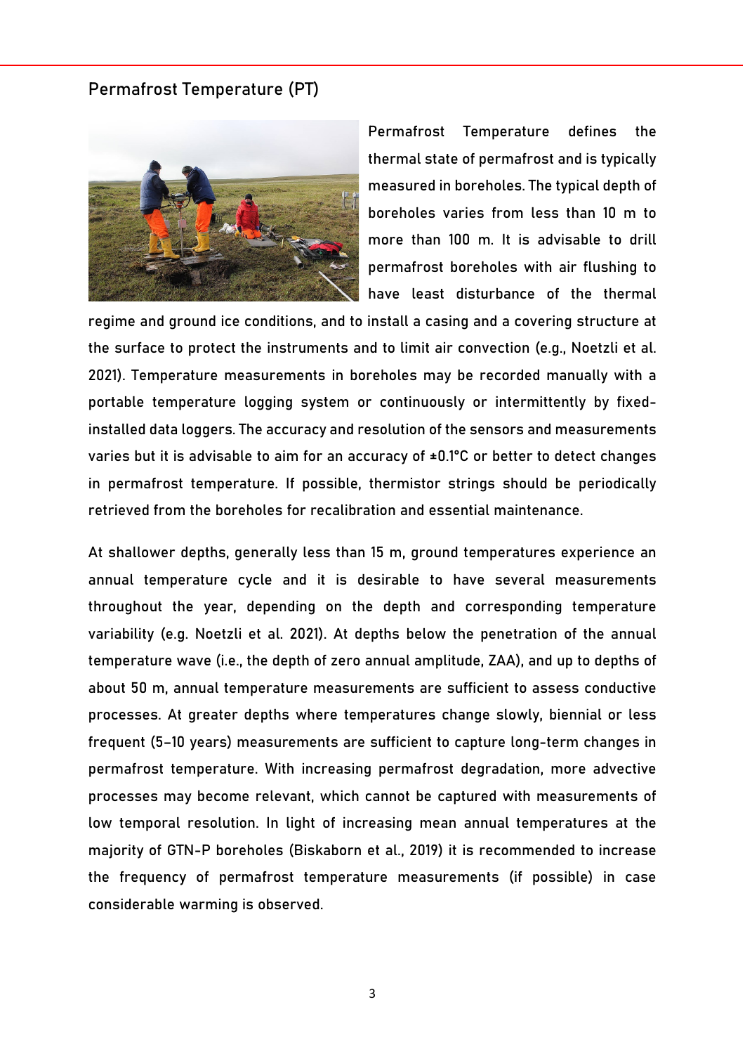## Permafrost Temperature (PT)

Permafrost Temperature defines the thermal state of permafrost and is typically measured in boreholes. The typical depth of boreholes varies from less than 10 m to more than 100 m. It is advisable to drill permafrost boreholes with air flushing to have least disturbance of the thermal regime and ground ice conditions, and to install a casing and a covering structure at the surface to protect the instruments and to limit air convection (e.g., Noetzli et al. 2021). Temperature measurements in boreholes may be recorded manually with a portable temperature logging system or continuously or intermittently by fixed-installed data loggers. The accuracy and resolution of the sensors and measurements varies but it is advisable to aim for an accuracy of ±0.1°C or better to detect changes in permafrost temperature. If possible, thermistor strings should be periodically retrieved from the boreholes for recalibration and essential maintenance.

At shallower depths, generally less than 15 m, ground temperatures experience an annual temperature cycle and it is desirable to have several measurements throughout the year, depending on the depth and corresponding temperature variability (e.g. Noetzli et al. 2021). At depths below the penetration of the annual temperature wave (i.e., the depth of zero annual amplitude, ZAA), and up to depths of about 50 m, annual temperature measurements are sufficient to assess conductive processes. At greater depths where temperatures change slowly, biennial or less frequent (5–10 years) measurements are sufficient to capture long-term changes in permafrost temperature. With increasing permafrost degradation, more advective processes may become relevant, which cannot be captured with measurements of low temporal resolution. In light of increasing mean annual temperatures at the majority of GTN-P boreholes (Biskaborn et al., 2019) it is recommended to increase the frequency of permafrost temperature measurements (if possible) in case considerable warming is observed.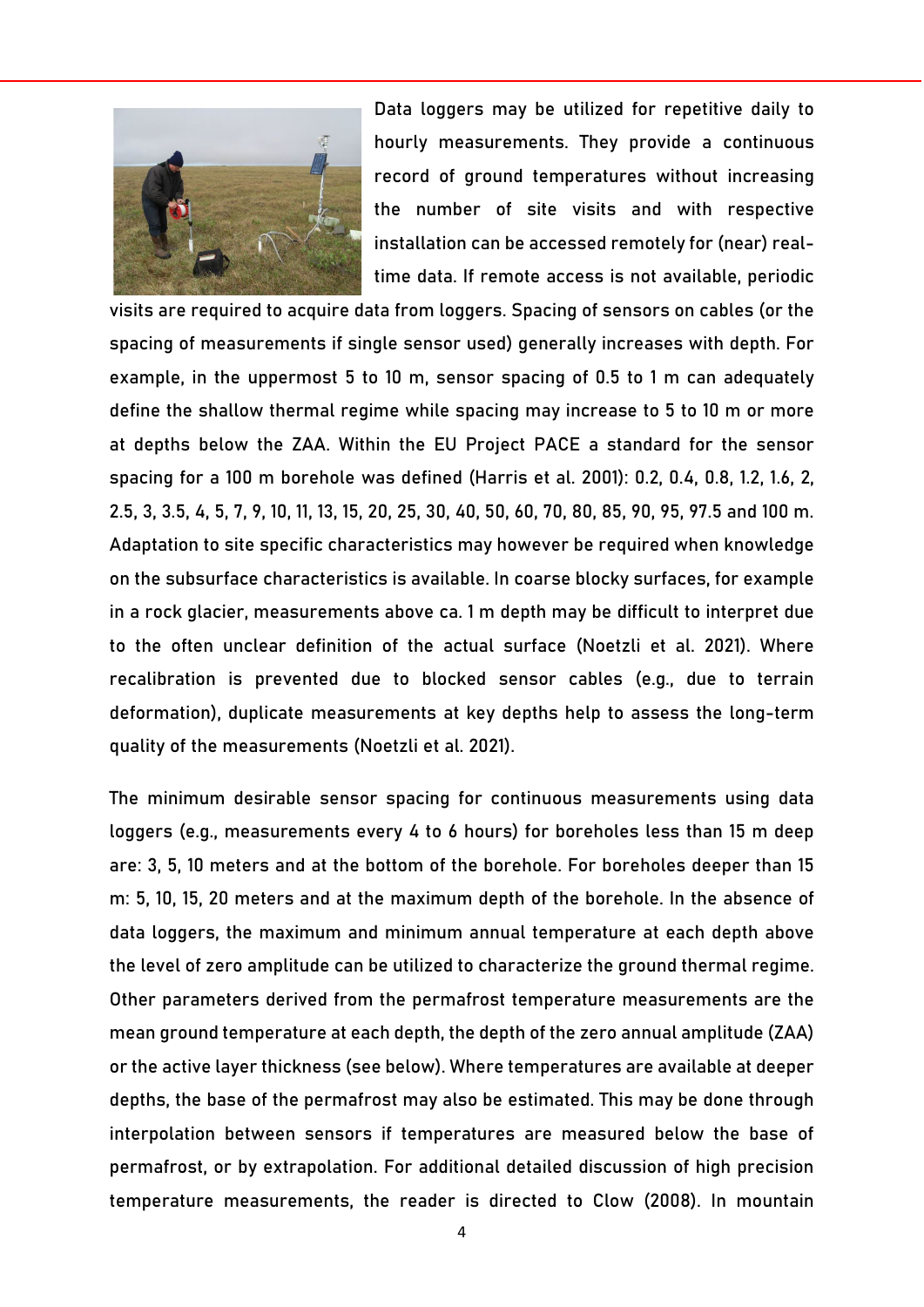Data loggers may be utilized for repetitive daily to hourly measurements. They provide a continuous record of ground temperatures without increasing the number of site visits and with respective installation can be accessed remotely for (near) real-time data. If remote access is not available, periodic visits are required to acquire data from loggers. Spacing of sensors on cables (or the spacing of measurements if single sensor used) generally increases with depth. For example, in the uppermost 5 to 10 m, sensor spacing of 0.5 to 1 m can adequately define the shallow thermal regime while spacing may increase to 5 to 10 m or more at depths below the ZAA. Within the EU Project PACE a standard for the sensor spacing for a 100 m borehole was defined (Harris et al. 2001): 0.2, 0.4, 0.8, 1.2, 1.6, 2, 2.5, 3, 3.5, 4, 5, 7, 9, 10, 11, 13, 15, 20, 25, 30, 40, 50, 60, 70, 80, 85, 90, 95, 97.5 and 100 m. Adaptation to site specific characteristics may however be required when knowledge on the subsurface characteristics is available. In coarse blocky surfaces, for example in a rock glacier, measurements above ca. 1 m depth may be difficult to interpret due to the often unclear definition of the actual surface (Noetzli et al. 2021). Where recalibration is prevented due to blocked sensor cables (e.g., due to terrain deformation), duplicate measurements at key depths help to assess the long-term quality of the measurements (Noetzli et al. 2021).

The minimum desirable sensor spacing for continuous measurements using data loggers (e.g., measurements every 4 to 6 hours) for boreholes less than 15 m deep are: 3, 5, 10 meters and at the bottom of the borehole. For boreholes deeper than 15 m: 5, 10, 15, 20 meters and at the maximum depth of the borehole. In the absence of data loggers, the maximum and minimum annual temperature at each depth above the level of zero amplitude can be utilized to characterize the ground thermal regime. Other parameters derived from the permafrost temperature measurements are the mean ground temperature at each depth, the depth of the zero annual amplitude (ZAA) or the active layer thickness (see below). Where temperatures are available at deeper depths, the base of the permafrost may also be estimated. This may be done through interpolation between sensors if temperatures are measured below the base of permafrost, or by extrapolation. For additional detailed discussion of high precision temperature measurements, the reader is directed to Clow (2008). In mountain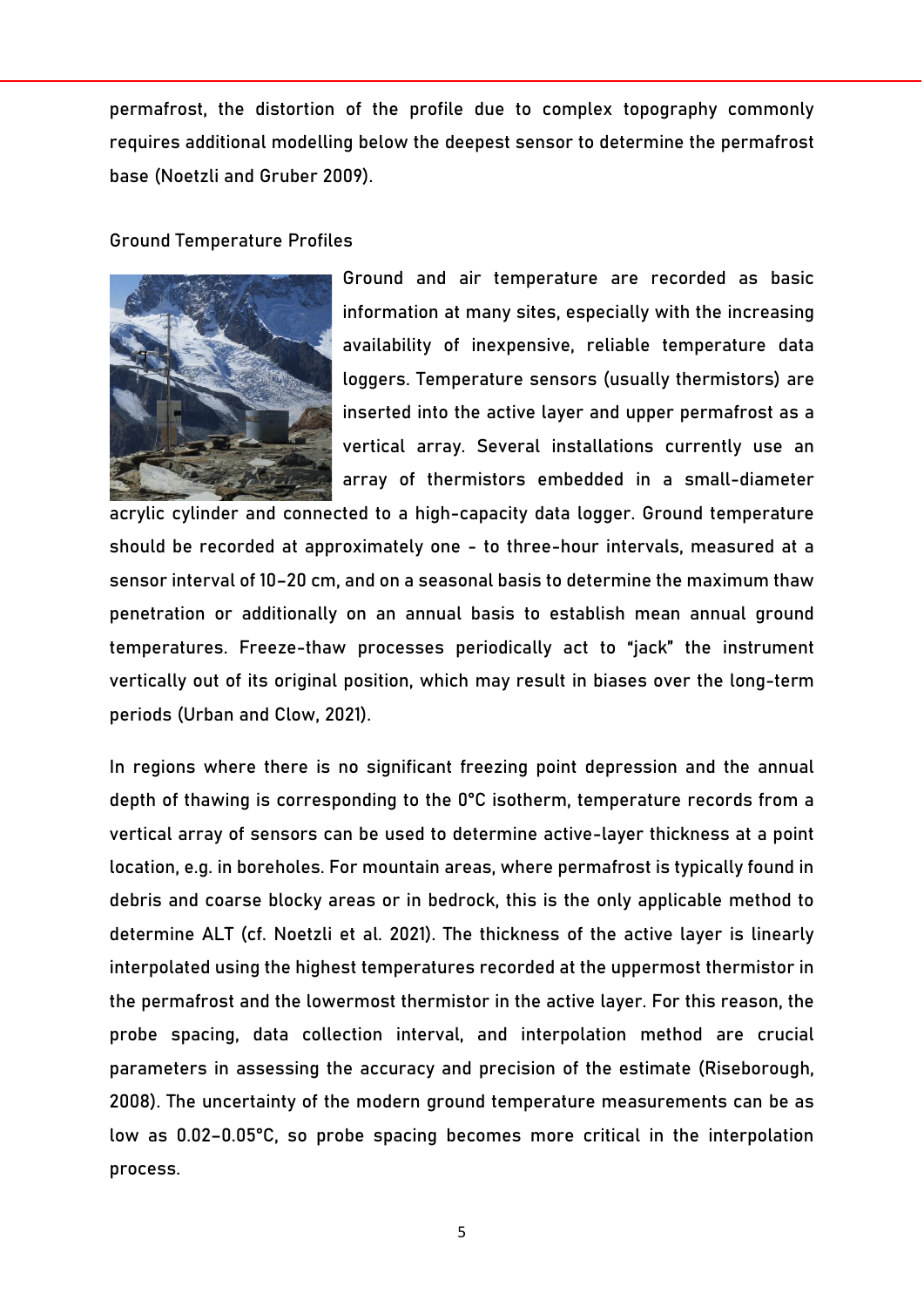permafrost, the distortion of the profile due to complex topography commonly requires additional modelling below the deepest sensor to determine the permafrost base (Noetzli and Gruber 2009).

Ground Temperature Profiles

Ground and air temperature are recorded as basic information at many sites, especially with the increasing availability of inexpensive, reliable temperature data loggers. Temperature sensors (usually thermistors) are inserted into the active layer and upper permafrost as a vertical array. Several installations currently use an array of thermistors embedded in a small-diameter acrylic cylinder and connected to a high-capacity data logger. Ground temperature should be recorded at approximately one - to three-hour intervals, measured at a sensor interval of 10–20 cm, and on a seasonal basis to determine the maximum thaw penetration or additionally on an annual basis to establish mean annual ground temperatures. Freeze-thaw processes periodically act to "jack" the instrument vertically out of its original position, which may result in biases over the long-term periods (Urban and Clow, 2021).

In regions where there is no significant freezing point depression and the annual depth of thawing is corresponding to the 0°C isotherm, temperature records from a vertical array of sensors can be used to determine active-layer thickness at a point location, e.g. in boreholes. For mountain areas, where permafrost is typically found in debris and coarse blocky areas or in bedrock, this is the only applicable method to determine ALT (cf. Noetzli et al. 2021). The thickness of the active layer is linearly interpolated using the highest temperatures recorded at the uppermost thermistor in the permafrost and the lowermost thermistor in the active layer. For this reason, the probe spacing, data collection interval, and interpolation method are crucial parameters in assessing the accuracy and precision of the estimate (Riseborough, 2008). The uncertainty of the modern ground temperature measurements can be as low as 0.02–0.05°C, so probe spacing becomes more critical in the interpolation process.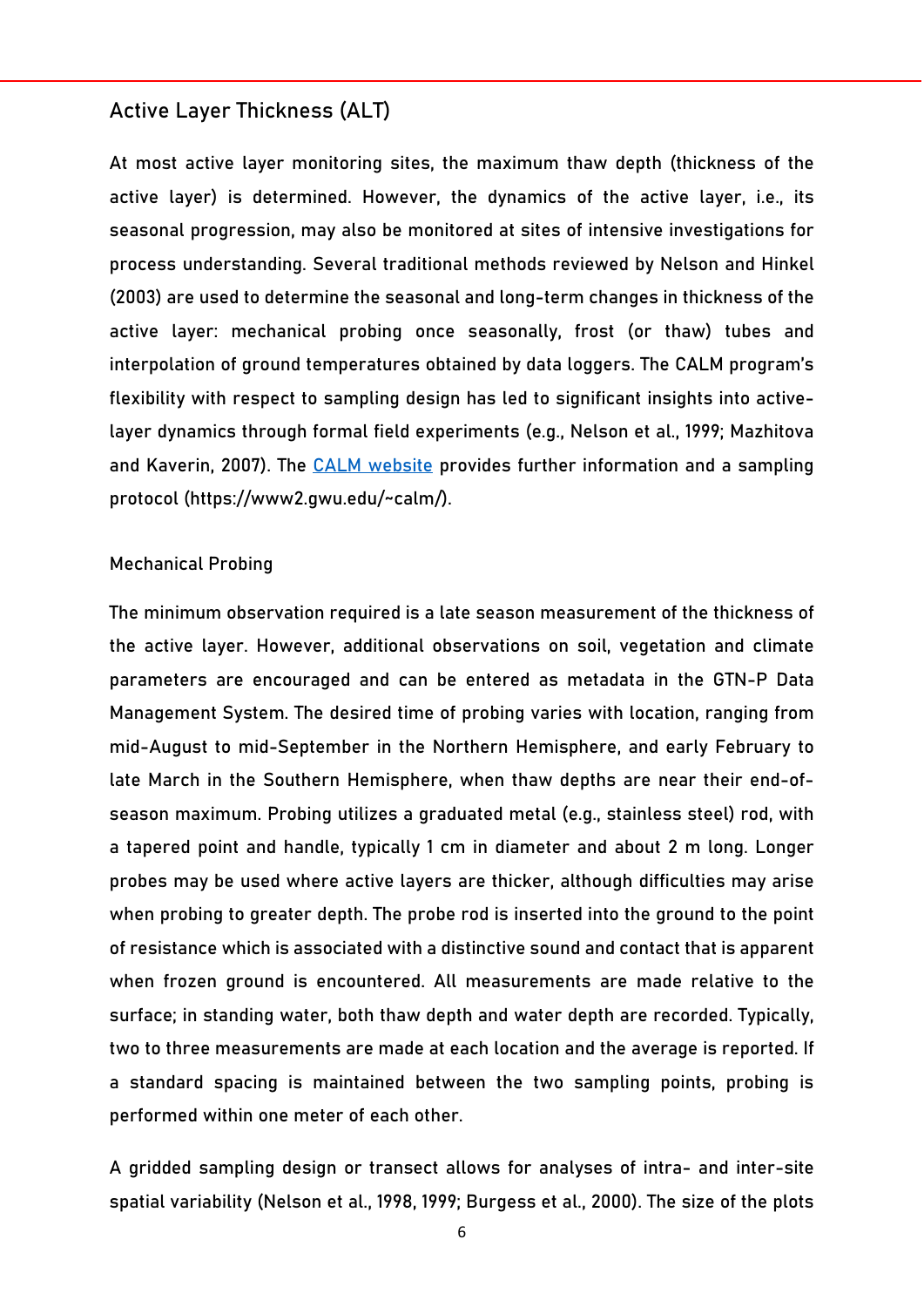## Active Layer Thickness (ALT)

At most active layer monitoring sites, the maximum thaw depth (thickness of the active layer) is determined. However, the dynamics of the active layer, i.e., its seasonal progression, may also be monitored at sites of intensive investigations for process understanding. Several traditional methods reviewed by Nelson and Hinkel (2003) are used to determine the seasonal and long-term changes in thickness of the active layer: mechanical probing once seasonally, frost (or thaw) tubes and interpolation of ground temperatures obtained by data loggers. The CALM program's flexibility with respect to sampling design has led to significant insights into active-layer dynamics through formal field experiments (e.g., Nelson et al., 1999; Mazhitova and Kaverin, 2007). The [CALM website](https://www2.gwu.edu/~calm/) provides further information and a sampling protocol (https://www2.gwu.edu/~calm/).

### Mechanical Probing

The minimum observation required is a late season measurement of the thickness of the active layer. However, additional observations on soil, vegetation and climate parameters are encouraged and can be entered as metadata in the GTN-P Data Management System. The desired time of probing varies with location, ranging from mid-August to mid-September in the Northern Hemisphere, and early February to late March in the Southern Hemisphere, when thaw depths are near their end-of-season maximum. Probing utilizes a graduated metal (e.g., stainless steel) rod, with a tapered point and handle, typically 1 cm in diameter and about 2 m long. Longer probes may be used where active layers are thicker, although difficulties may arise when probing to greater depth. The probe rod is inserted into the ground to the point of resistance which is associated with a distinctive sound and contact that is apparent when frozen ground is encountered. All measurements are made relative to the surface; in standing water, both thaw depth and water depth are recorded. Typically, two to three measurements are made at each location and the average is reported. If a standard spacing is maintained between the two sampling points, probing is performed within one meter of each other.

A gridded sampling design or transect allows for analyses of intra- and inter-site spatial variability (Nelson et al., 1998, 1999; Burgess et al., 2000). The size of the plots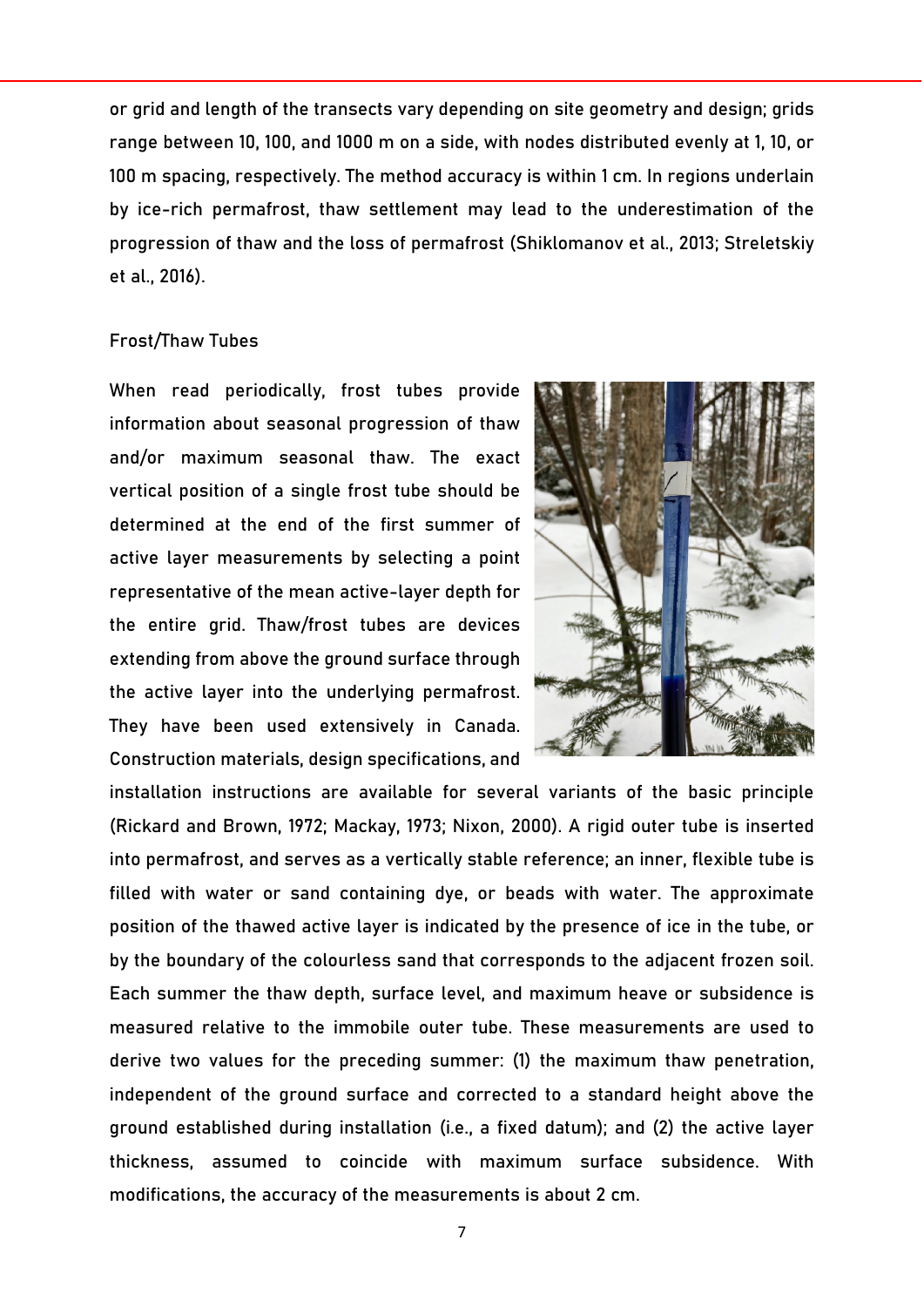or grid and length of the transects vary depending on site geometry and design; grids range between 10, 100, and 1000 m on a side, with nodes distributed evenly at 1, 10, or 100 m spacing, respectively. The method accuracy is within 1 cm. In regions underlain by ice-rich permafrost, thaw settlement may lead to the underestimation of the progression of thaw and the loss of permafrost (Shiklomanov et al., 2013; Streletskiy et al., 2016).

### Frost/Thaw Tubes

When read periodically, frost tubes provide information about seasonal progression of thaw and/or maximum seasonal thaw. The exact vertical position of a single frost tube should be determined at the end of the first summer of active layer measurements by selecting a point representative of the mean active-layer depth for the entire grid. Thaw/frost tubes are devices extending from above the ground surface through the active layer into the underlying permafrost. They have been used extensively in Canada. Construction materials, design specifications, and installation instructions are available for several variants of the basic principle (Rickard and Brown, 1972; Mackay, 1973; Nixon, 2000). A rigid outer tube is inserted into permafrost, and serves as a vertically stable reference; an inner, flexible tube is filled with water or sand containing dye, or beads with water. The approximate position of the thawed active layer is indicated by the presence of ice in the tube, or by the boundary of the colourless sand that corresponds to the adjacent frozen soil. Each summer the thaw depth, surface level, and maximum heave or subsidence is measured relative to the immobile outer tube. These measurements are used to derive two values for the preceding summer: (1) the maximum thaw penetration, independent of the ground surface and corrected to a standard height above the ground established during installation (i.e., a fixed datum); and (2) the active layer thickness, assumed to coincide with maximum surface subsidence. With modifications, the accuracy of the measurements is about 2 cm.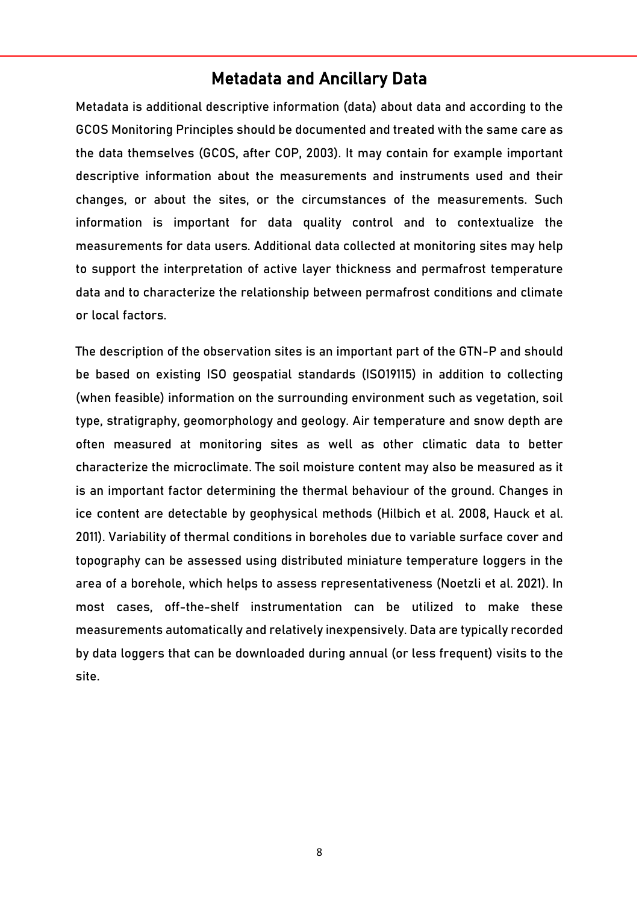## Metadata and Ancillary Data

Metadata is additional descriptive information (data) about data and according to the GCOS Monitoring Principles should be documented and treated with the same care as the data themselves (GCOS, after COP, 2003). It may contain for example important descriptive information about the measurements and instruments used and their changes, or about the sites, or the circumstances of the measurements. Such information is important for data quality control and to contextualize the measurements for data users. Additional data collected at monitoring sites may help to support the interpretation of active layer thickness and permafrost temperature data and to characterize the relationship between permafrost conditions and climate or local factors.

The description of the observation sites is an important part of the GTN-P and should be based on existing ISO geospatial standards (ISO19115) in addition to collecting (when feasible) information on the surrounding environment such as vegetation, soil type, stratigraphy, geomorphology and geology. Air temperature and snow depth are often measured at monitoring sites as well as other climatic data to better characterize the microclimate. The soil moisture content may also be measured as it is an important factor determining the thermal behaviour of the ground. Changes in ice content are detectable by geophysical methods (Hilbich et al. 2008, Hauck et al. 2011). Variability of thermal conditions in boreholes due to variable surface cover and topography can be assessed using distributed miniature temperature loggers in the area of a borehole, which helps to assess representativeness (Noetzli et al. 2021). In most cases, off-the-shelf instrumentation can be utilized to make these measurements automatically and relatively inexpensively. Data are typically recorded by data loggers that can be downloaded during annual (or less frequent) visits to the site.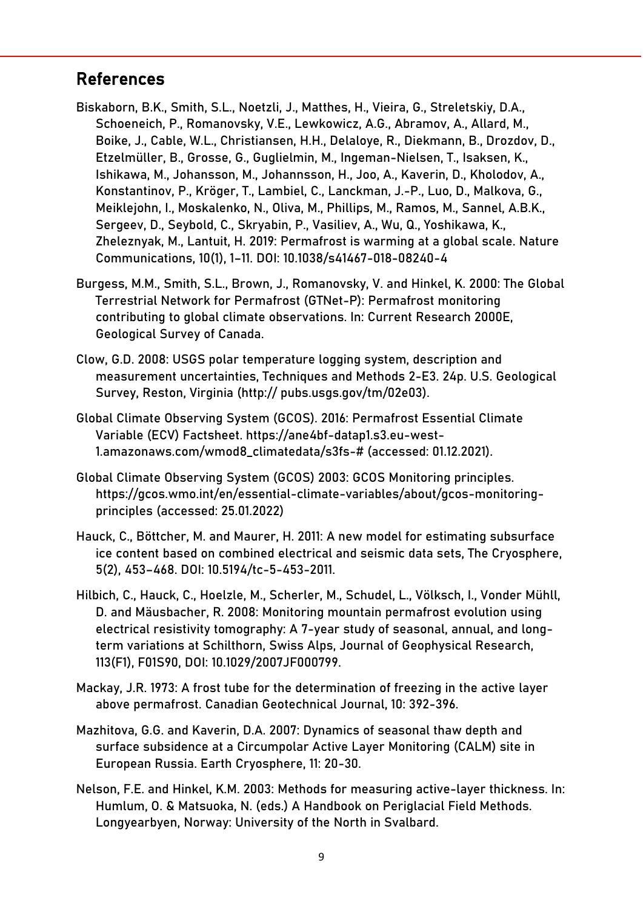## References

Biskaborn, B.K., Smith, S.L., Noetzli, J., Matthes, H., Vieira, G., Streletskiy, D.A., Schoeneich, P., Romanovsky, V.E., Lewkowicz, A.G., Abramov, A., Allard, M., Boike, J., Cable, W.L., Christiansen, H.H., Delaloye, R., Diekmann, B., Drozdov, D., Etzelmüller, B., Grosse, G., Guglielmin, M., Ingeman-Nielsen, T., Isaksen, K., Ishikawa, M., Johansson, M., Johannsson, H., Joo, A., Kaverin, D., Kholodov, A., Konstantinov, P., Kröger, T., Lambiel, C., Lanckman, J.-P., Luo, D., Malkova, G., Meiklejohn, I., Moskalenko, N., Oliva, M., Phillips, M., Ramos, M., Sannel, A.B.K., Sergeev, D., Seybold, C., Skryabin, P., Vasiliev, A., Wu, Q., Yoshikawa, K., Zheleznyak, M., Lantuit, H. 2019: Permafrost is warming at a global scale. Nature Communications, 10(1), 1–11. DOI: 10.1038/s41467-018-08240-4

Burgess, M.M., Smith, S.L., Brown, J., Romanovsky, V. and Hinkel, K. 2000: The Global Terrestrial Network for Permafrost (GTNet-P): Permafrost monitoring contributing to global climate observations. In: Current Research 2000E, Geological Survey of Canada.

Clow, G.D. 2008: USGS polar temperature logging system, description and measurement uncertainties, Techniques and Methods 2-E3. 24p. U.S. Geological Survey, Reston, Virginia (http:// pubs.usgs.gov/tm/02e03).

Global Climate Observing System (GCOS). 2016: Permafrost Essential Climate Variable (ECV) Factsheet. https://ane4bf-datap1.s3.eu-west-1.amazonaws.com/wmod8_climatedata/s3fs-# (accessed: 01.12.2021).

Global Climate Observing System (GCOS) 2003: GCOS Monitoring principles. https://gcos.wmo.int/en/essential-climate-variables/about/gcos-monitoring-principles (accessed: 25.01.2022)

Hauck, C., Böttcher, M. and Maurer, H. 2011: A new model for estimating subsurface ice content based on combined electrical and seismic data sets, The Cryosphere, 5(2), 453–468. DOI: 10.5194/tc-5-453-2011.

Hilbich, C., Hauck, C., Hoelzle, M., Scherler, M., Schudel, L., Völksch, I., Vonder Mühll, D. and Mäusbacher, R. 2008: Monitoring mountain permafrost evolution using electrical resistivity tomography: A 7-year study of seasonal, annual, and long-term variations at Schilthorn, Swiss Alps, Journal of Geophysical Research, 113(F1), F01S90, DOI: 10.1029/2007JF000799.

Mackay, J.R. 1973: A frost tube for the determination of freezing in the active layer above permafrost. Canadian Geotechnical Journal, 10: 392-396.

Mazhitova, G.G. and Kaverin, D.A. 2007: Dynamics of seasonal thaw depth and surface subsidence at a Circumpolar Active Layer Monitoring (CALM) site in European Russia. Earth Cryosphere, 11: 20-30.

Nelson, F.E. and Hinkel, K.M. 2003: Methods for measuring active-layer thickness. In: Humlum, O. & Matsuoka, N. (eds.) A Handbook on Periglacial Field Methods. Longyearbyen, Norway: University of the North in Svalbard.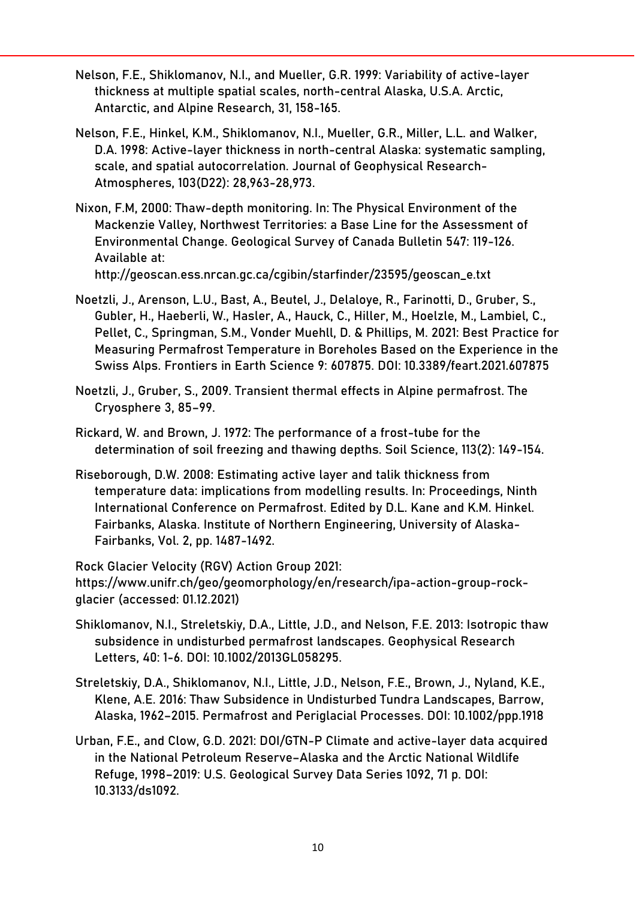Nelson, F.E., Shiklomanov, N.I., and Mueller, G.R. 1999: Variability of active-layer thickness at multiple spatial scales, north-central Alaska, U.S.A. Arctic, Antarctic, and Alpine Research, 31, 158-165.

Nelson, F.E., Hinkel, K.M., Shiklomanov, N.I., Mueller, G.R., Miller, L.L. and Walker, D.A. 1998: Active-layer thickness in north-central Alaska: systematic sampling, scale, and spatial autocorrelation. Journal of Geophysical Research-Atmospheres, 103(D22): 28,963-28,973.

Nixon, F.M, 2000: Thaw-depth monitoring. In: The Physical Environment of the Mackenzie Valley, Northwest Territories: a Base Line for the Assessment of Environmental Change. Geological Survey of Canada Bulletin 547: 119-126. Available at: http://geoscan.ess.nrcan.gc.ca/cgibin/starfinder/23595/geoscan_e.txt

Noetzli, J., Arenson, L.U., Bast, A., Beutel, J., Delaloye, R., Farinotti, D., Gruber, S., Gubler, H., Haeberli, W., Hasler, A., Hauck, C., Hiller, M., Hoelzle, M., Lambiel, C., Pellet, C., Springman, S.M., Vonder Muehll, D. & Phillips, M. 2021: Best Practice for Measuring Permafrost Temperature in Boreholes Based on the Experience in the Swiss Alps. Frontiers in Earth Science 9: 607875. DOI: 10.3389/feart.2021.607875

Noetzli, J., Gruber, S., 2009. Transient thermal effects in Alpine permafrost. The Cryosphere 3, 85–99.

Rickard, W. and Brown, J. 1972: The performance of a frost-tube for the determination of soil freezing and thawing depths. Soil Science, 113(2): 149-154.

Riseborough, D.W. 2008: Estimating active layer and talik thickness from temperature data: implications from modelling results. In: Proceedings, Ninth International Conference on Permafrost. Edited by D.L. Kane and K.M. Hinkel. Fairbanks, Alaska. Institute of Northern Engineering, University of Alaska-Fairbanks, Vol. 2, pp. 1487-1492.

Rock Glacier Velocity (RGV) Action Group 2021: https://www.unifr.ch/geo/geomorphology/en/research/ipa-action-group-rock-glacier (accessed: 01.12.2021)

Shiklomanov, N.I., Streletskiy, D.A., Little, J.D., and Nelson, F.E. 2013: Isotropic thaw subsidence in undisturbed permafrost landscapes. Geophysical Research Letters, 40: 1-6. DOI: 10.1002/2013GL058295.

Streletskiy, D.A., Shiklomanov, N.I., Little, J.D., Nelson, F.E., Brown, J., Nyland, K.E., Klene, A.E. 2016: Thaw Subsidence in Undisturbed Tundra Landscapes, Barrow, Alaska, 1962–2015. Permafrost and Periglacial Processes. DOI: 10.1002/ppp.1918

Urban, F.E., and Clow, G.D. 2021: DOI/GTN-P Climate and active-layer data acquired in the National Petroleum Reserve–Alaska and the Arctic National Wildlife Refuge, 1998–2019: U.S. Geological Survey Data Series 1092, 71 p. DOI: 10.3133/ds1092.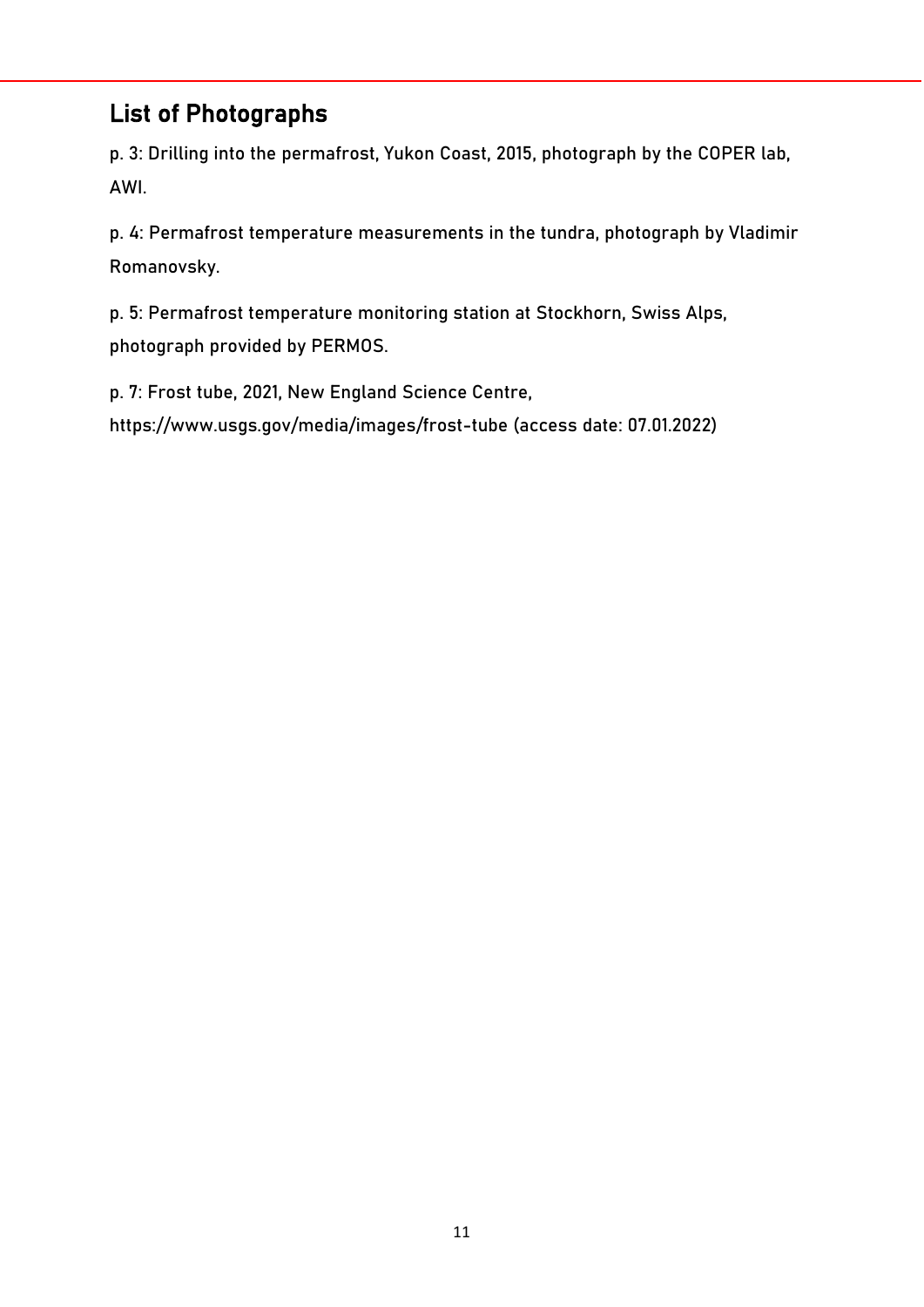## List of Photographs

p. 3: Drilling into the permafrost, Yukon Coast, 2015, photograph by the COPER lab, AWI.

p. 4: Permafrost temperature measurements in the tundra, photograph by Vladimir Romanovsky.

p. 5: Permafrost temperature monitoring station at Stockhorn, Swiss Alps, photograph provided by PERMOS.

p. 7: Frost tube, 2021, New England Science Centre, https://www.usgs.gov/media/images/frost-tube (access date: 07.01.2022)